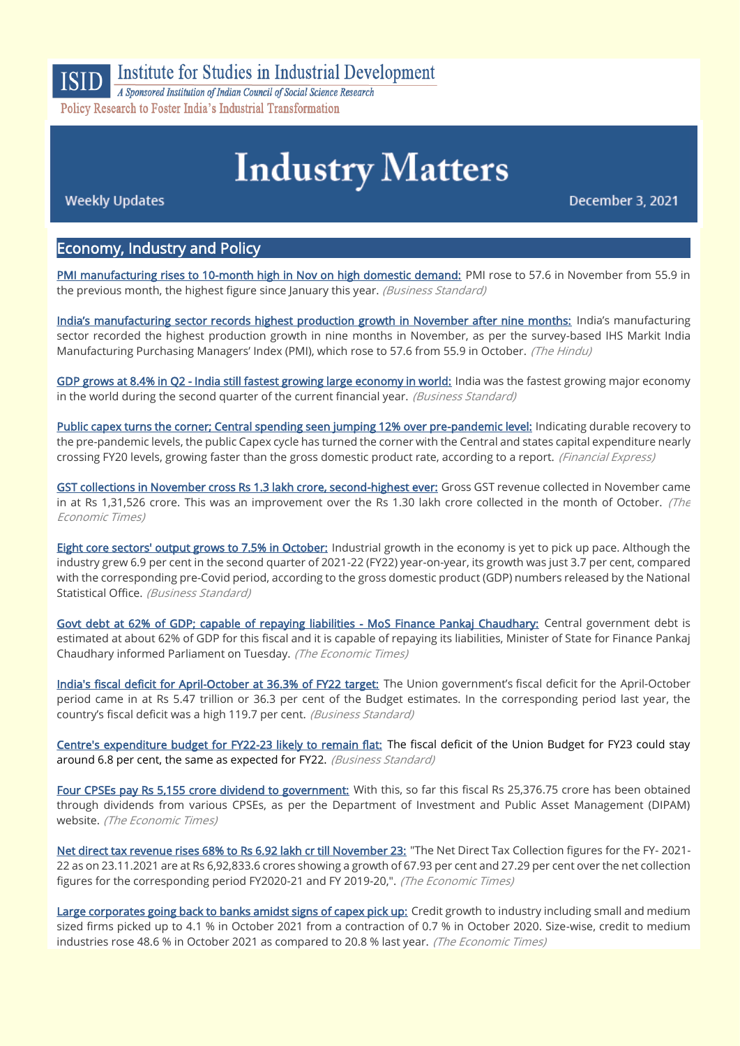ISID Institute for Studies in Industrial Development

*A Sponsored Institution of Indian Council of Social Science Research*

Policy Research to Foster India's Industrial Transformation

# Industry Matters

Weekly Updates

December 3, 2021

## Economy, Industry and Policy

PMI manufacturing rises to 10-month high in Nov on high domestic demand: PMI rose to 57.6 in November from 55.9 in the previous month, the highest figure since January this year. *(Business Standard)*

India's manufacturing sector records highest production growth in November after nine months: India's manufacturing sector recorded the highest production growth in nine months in November, as per the survey-based IHS Markit India Manufacturing Purchasing Managers' Index (PMI), which rose to 57.6 from 55.9 in October. *(The Hindu)*

GDP grows at 8.4% in Q2 - India still fastest growing large economy in world: India was the fastest growing major economy in the world during the second quarter of the current financial year. *(Business Standard)*

Public capex turns the corner; Central spending seen jumping 12% over pre-pandemic level: Indicating durable recovery to the pre-pandemic levels, the public Capex cycle has turned the corner with the Central and states capital expenditure nearly crossing FY20 levels, growing faster than the gross domestic product rate, according to a report. *(Financial Express)*

GST collections in November cross Rs 1.3 lakh crore, second-highest ever: Gross GST revenue collected in November came in at Rs 1,31,526 crore. This was an improvement over the Rs 1.30 lakh crore collected in the month of October. *(The Economic Times)*

Eight core sectors' output grows to 7.5% in October: Industrial growth in the economy is yet to pick up pace. Although the industry grew 6.9 per cent in the second quarter of 2021-22 (FY22) year-on-year, its growth was just 3.7 per cent, compared with the corresponding pre-Covid period, according to the gross domestic product (GDP) numbers released by the National Statistical Office. *(Business Standard)*

Govt debt at 62% of GDP; capable of repaying liabilities - MoS Finance Pankaj Chaudhary: Central government debt is estimated at about 62% of GDP for this fiscal and it is capable of repaying its liabilities, Minister of State for Finance Pankaj Chaudhary informed Parliament on Tuesday. *(The Economic Times)*

India's fiscal deficit for April-October at 36.3% of FY22 target: The Union government's fiscal deficit for the April-October period came in at Rs 5.47 trillion or 36.3 per cent of the Budget estimates. In the corresponding period last year, the country's fiscal deficit was a high 119.7 per cent. *(Business Standard)*

Centre's expenditure budget for FY22-23 likely to remain flat: The fiscal deficit of the Union Budget for FY23 could stay around 6.8 per cent, the same as expected for FY22. *(Business Standard)*

Four CPSEs pay Rs 5,155 crore dividend to government: With this, so far this fiscal Rs 25,376.75 crore has been obtained through dividends from various CPSEs, as per the Department of Investment and Public Asset Management (DIPAM) website. *(The Economic Times)*

Net direct tax revenue rises 68% to Rs 6.92 lakh cr till November 23: "The Net Direct Tax Collection figures for the FY- 2021-22 as on 23.11.2021 are at Rs 6,92,833.6 crores showing a growth of 67.93 per cent and 27.29 per cent over the net collection figures for the corresponding period FY2020-21 and FY 2019-20,". *(The Economic Times)*

Large corporates going back to banks amidst signs of capex pick up: Credit growth to industry including small and medium sized firms picked up to 4.1 % in October 2021 from a contraction of 0.7 % in October 2020. Size-wise, credit to medium industries rose 48.6 % in October 2021 as compared to 20.8 % last year. *(The Economic Times)*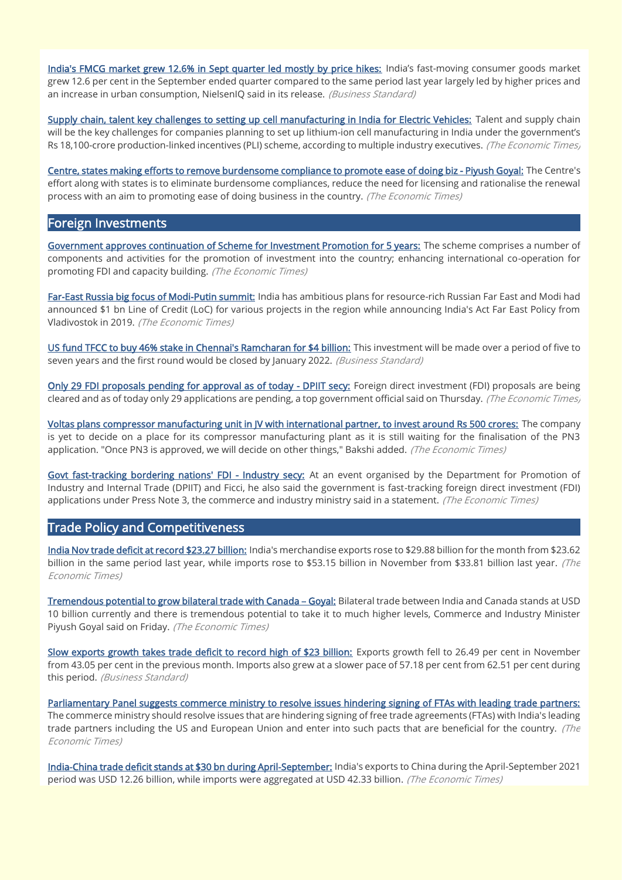India's FMCG market grew 12.6% in Sept quarter led mostly by price hikes: India's fast-moving consumer goods market grew 12.6 per cent in the September ended quarter compared to the same period last year largely led by higher prices and an increase in urban consumption, NielsenIQ said in its release. *(Business Standard)*

Supply chain, talent key challenges to setting up cell manufacturing in India for Electric Vehicles: Talent and supply chain will be the key challenges for companies planning to set up lithium-ion cell manufacturing in India under the government's Rs 18,100-crore production-linked incentives (PLI) scheme, according to multiple industry executives. *(The Economic Times)*

Centre, states making efforts to remove burdensome compliance to promote ease of doing biz - Piyush Goyal: The Centre's effort along with states is to eliminate burdensome compliances, reduce the need for licensing and rationalise the renewal process with an aim to promoting ease of doing business in the country. *(The Economic Times)*

## Foreign Investments

Government approves continuation of Scheme for Investment Promotion for 5 years: The scheme comprises a number of components and activities for the promotion of investment into the country; enhancing international co-operation for promoting FDI and capacity building. *(The Economic Times)*

Far-East Russia big focus of Modi-Putin summit: India has ambitious plans for resource-rich Russian Far East and Modi had announced $1 bn Line of Credit (LoC) for various projects in the region while announcing India's Act Far East Policy from Vladivostok in 2019. *(The Economic Times)*

US fund TFCC to buy 46% stake in Chennai's Ramcharan for $4 billion: This investment will be made over a period of five to seven years and the first round would be closed by January 2022. *(Business Standard)*

Only 29 FDI proposals pending for approval as of today - DPIIT secy: Foreign direct investment (FDI) proposals are being cleared and as of today only 29 applications are pending, a top government official said on Thursday. *(The Economic Times)*

Voltas plans compressor manufacturing unit in JV with international partner, to invest around Rs 500 crores: The company is yet to decide on a place for its compressor manufacturing plant as it is still waiting for the finalisation of the PN3 application. "Once PN3 is approved, we will decide on other things," Bakshi added. *(The Economic Times)*

Govt fast-tracking bordering nations' FDI - Industry secy: At an event organised by the Department for Promotion of Industry and Internal Trade (DPIIT) and Ficci, he also said the government is fast-tracking foreign direct investment (FDI) applications under Press Note 3, the commerce and industry ministry said in a statement. *(The Economic Times)*

## Trade Policy and Competitiveness

India Nov trade deficit at record $23.27 billion: India's merchandise exports rose to $29.88 billion for the month from $23.62 billion in the same period last year, while imports rose to $53.15 billion in November from $33.81 billion last year. *(The Economic Times)*

Tremendous potential to grow bilateral trade with Canada – Goyal: Bilateral trade between India and Canada stands at USD 10 billion currently and there is tremendous potential to take it to much higher levels, Commerce and Industry Minister Piyush Goyal said on Friday. *(The Economic Times)*

Slow exports growth takes trade deficit to record high of $23 billion: Exports growth fell to 26.49 per cent in November from 43.05 per cent in the previous month. Imports also grew at a slower pace of 57.18 per cent from 62.51 per cent during this period. *(Business Standard)*

Parliamentary Panel suggests commerce ministry to resolve issues hindering signing of FTAs with leading trade partners: The commerce ministry should resolve issues that are hindering signing of free trade agreements (FTAs) with India's leading trade partners including the US and European Union and enter into such pacts that are beneficial for the country. *(The Economic Times)*

India-China trade deficit stands at $30 bn during April-September: India's exports to China during the April-September 2021 period was USD 12.26 billion, while imports were aggregated at USD 42.33 billion. *(The Economic Times)*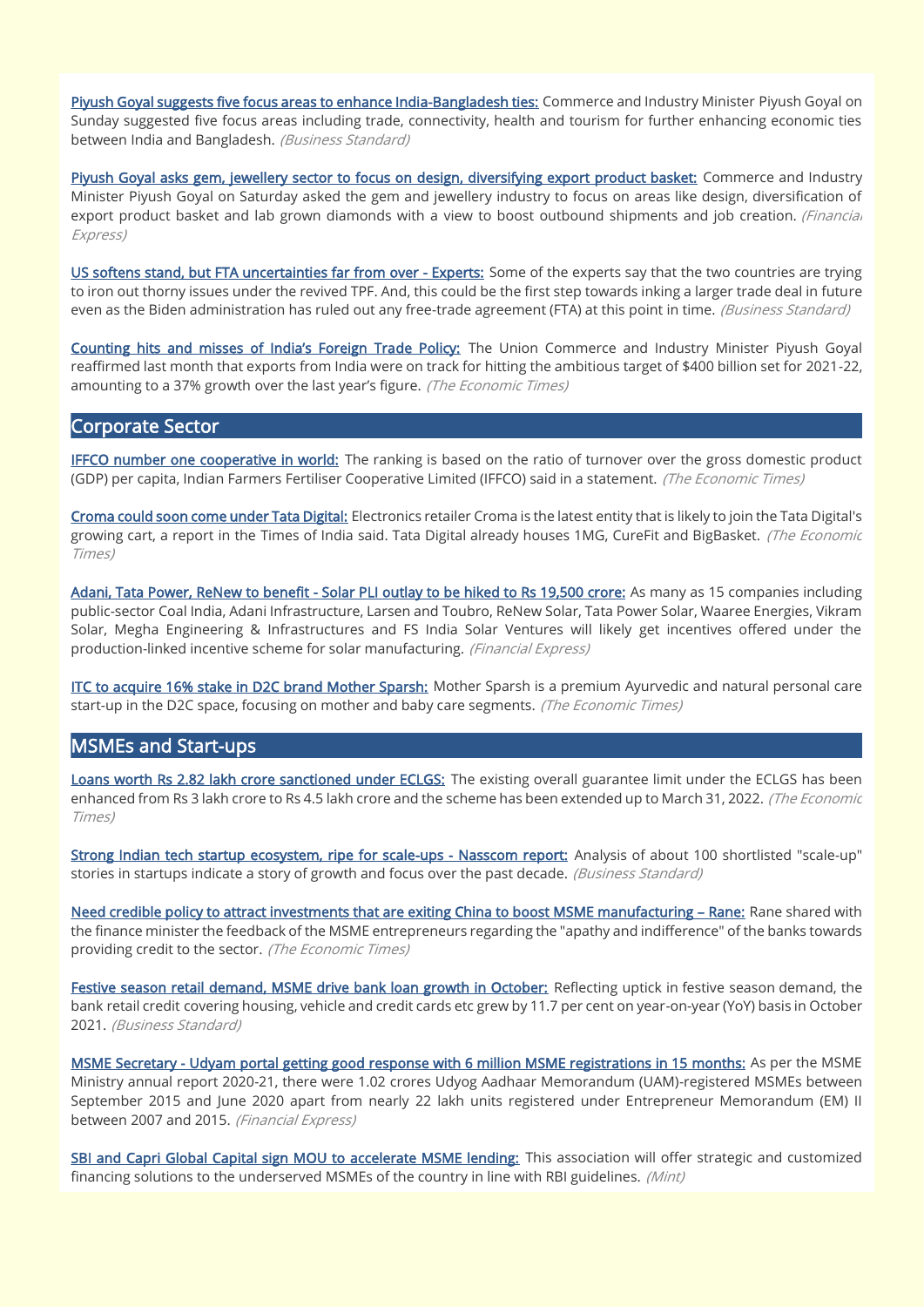**Piyush Goyal suggests five focus areas to enhance India-Bangladesh ties:** Commerce and Industry Minister Piyush Goyal on Sunday suggested five focus areas including trade, connectivity, health and tourism for further enhancing economic ties between India and Bangladesh. *(Business Standard)*

**Piyush Goyal asks gem, jewellery sector to focus on design, diversifying export product basket:** Commerce and Industry Minister Piyush Goyal on Saturday asked the gem and jewellery industry to focus on areas like design, diversification of export product basket and lab grown diamonds with a view to boost outbound shipments and job creation. *(Financial Express)*

**US softens stand, but FTA uncertainties far from over - Experts:** Some of the experts say that the two countries are trying to iron out thorny issues under the revived TPF. And, this could be the first step towards inking a larger trade deal in future even as the Biden administration has ruled out any free-trade agreement (FTA) at this point in time. *(Business Standard)*

**Counting hits and misses of India's Foreign Trade Policy:** The Union Commerce and Industry Minister Piyush Goyal reaffirmed last month that exports from India were on track for hitting the ambitious target of $400 billion set for 2021-22, amounting to a 37% growth over the last year's figure. *(The Economic Times)*

## Corporate Sector

**IFFCO number one cooperative in world:** The ranking is based on the ratio of turnover over the gross domestic product (GDP) per capita, Indian Farmers Fertiliser Cooperative Limited (IFFCO) said in a statement. *(The Economic Times)*

**Croma could soon come under Tata Digital:** Electronics retailer Croma is the latest entity that is likely to join the Tata Digital's growing cart, a report in the Times of India said. Tata Digital already houses 1MG, CureFit and BigBasket. *(The Economic Times)*

**Adani, Tata Power, ReNew to benefit - Solar PLI outlay to be hiked to Rs 19,500 crore:** As many as 15 companies including public-sector Coal India, Adani Infrastructure, Larsen and Toubro, ReNew Solar, Tata Power Solar, Waaree Energies, Vikram Solar, Megha Engineering & Infrastructures and FS India Solar Ventures will likely get incentives offered under the production-linked incentive scheme for solar manufacturing. *(Financial Express)*

**ITC to acquire 16% stake in D2C brand Mother Sparsh:** Mother Sparsh is a premium Ayurvedic and natural personal care start-up in the D2C space, focusing on mother and baby care segments. *(The Economic Times)*

## MSMEs and Start-ups

**Loans worth Rs 2.82 lakh crore sanctioned under ECLGS:** The existing overall guarantee limit under the ECLGS has been enhanced from Rs 3 lakh crore to Rs 4.5 lakh crore and the scheme has been extended up to March 31, 2022. *(The Economic Times)*

**Strong Indian tech startup ecosystem, ripe for scale-ups - Nasscom report:** Analysis of about 100 shortlisted "scale-up" stories in startups indicate a story of growth and focus over the past decade. *(Business Standard)*

**Need credible policy to attract investments that are exiting China to boost MSME manufacturing – Rane:** Rane shared with the finance minister the feedback of the MSME entrepreneurs regarding the "apathy and indifference" of the banks towards providing credit to the sector. *(The Economic Times)*

**Festive season retail demand, MSME drive bank loan growth in October:** Reflecting uptick in festive season demand, the bank retail credit covering housing, vehicle and credit cards etc grew by 11.7 per cent on year-on-year (YoY) basis in October 2021. *(Business Standard)*

**MSME Secretary - Udyam portal getting good response with 6 million MSME registrations in 15 months:** As per the MSME Ministry annual report 2020-21, there were 1.02 crores Udyog Aadhaar Memorandum (UAM)-registered MSMEs between September 2015 and June 2020 apart from nearly 22 lakh units registered under Entrepreneur Memorandum (EM) II between 2007 and 2015. *(Financial Express)*

**SBI and Capri Global Capital sign MOU to accelerate MSME lending:** This association will offer strategic and customized financing solutions to the underserved MSMEs of the country in line with RBI guidelines. *(Mint)*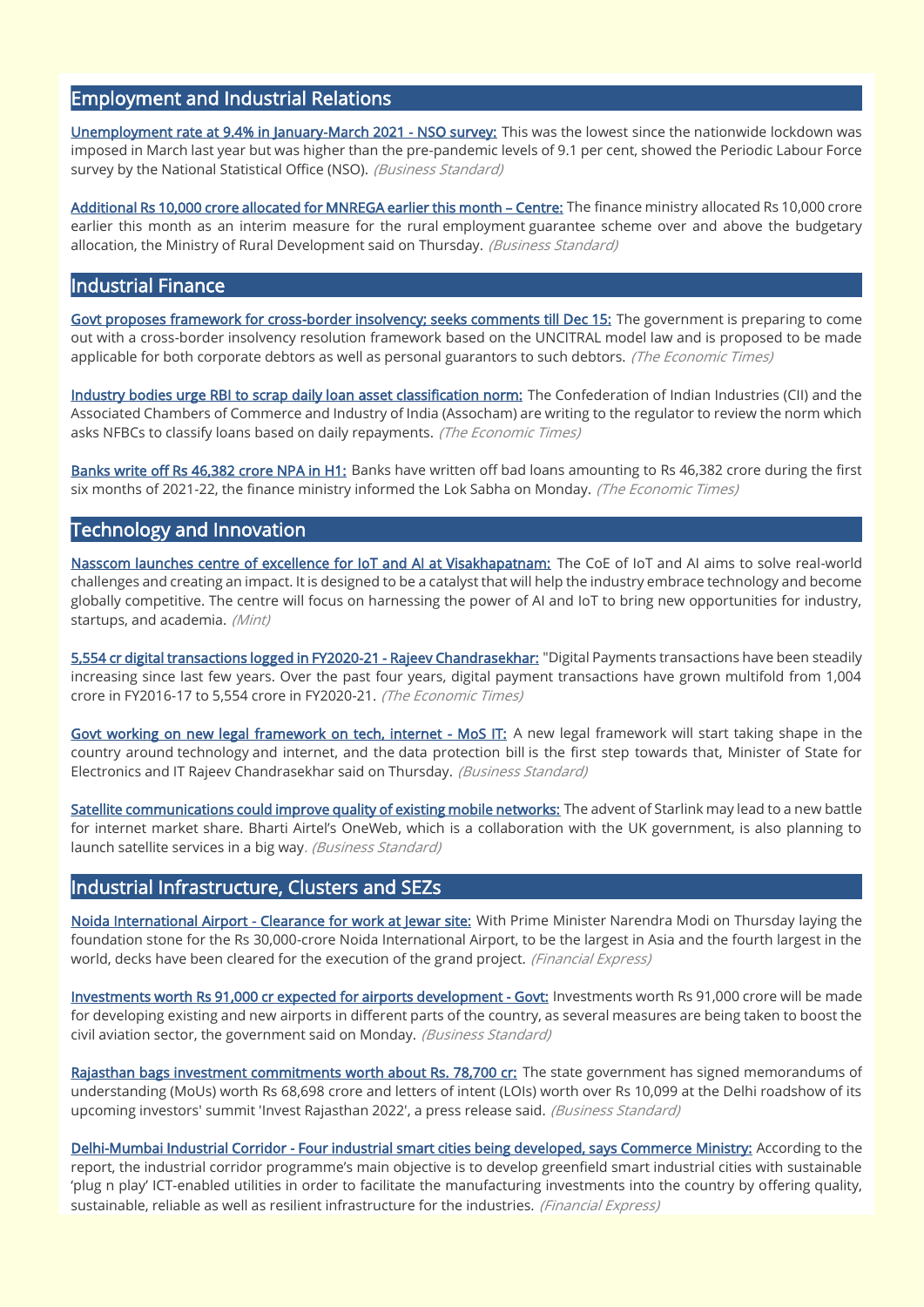## Employment and Industrial Relations

Unemployment rate at 9.4% in January-March 2021 - NSO survey: This was the lowest since the nationwide lockdown was imposed in March last year but was higher than the pre-pandemic levels of 9.1 per cent, showed the Periodic Labour Force survey by the National Statistical Office (NSO). *(Business Standard)*

Additional Rs 10,000 crore allocated for MNREGA earlier this month – Centre: The finance ministry allocated Rs 10,000 crore earlier this month as an interim measure for the rural employment guarantee scheme over and above the budgetary allocation, the Ministry of Rural Development said on Thursday. *(Business Standard)*

## Industrial Finance

Govt proposes framework for cross-border insolvency; seeks comments till Dec 15: The government is preparing to come out with a cross-border insolvency resolution framework based on the UNCITRAL model law and is proposed to be made applicable for both corporate debtors as well as personal guarantors to such debtors. *(The Economic Times)*

Industry bodies urge RBI to scrap daily loan asset classification norm: The Confederation of Indian Industries (CII) and the Associated Chambers of Commerce and Industry of India (Assocham) are writing to the regulator to review the norm which asks NFBCs to classify loans based on daily repayments. *(The Economic Times)*

Banks write off Rs 46,382 crore NPA in H1: Banks have written off bad loans amounting to Rs 46,382 crore during the first six months of 2021-22, the finance ministry informed the Lok Sabha on Monday. *(The Economic Times)*

## Technology and Innovation

Nasscom launches centre of excellence for IoT and AI at Visakhapatnam: The CoE of IoT and AI aims to solve real-world challenges and creating an impact. It is designed to be a catalyst that will help the industry embrace technology and become globally competitive. The centre will focus on harnessing the power of AI and IoT to bring new opportunities for industry, startups, and academia. *(Mint)*

5,554 cr digital transactions logged in FY2020-21 - Rajeev Chandrasekhar: "Digital Payments transactions have been steadily increasing since last few years. Over the past four years, digital payment transactions have grown multifold from 1,004 crore in FY2016-17 to 5,554 crore in FY2020-21. *(The Economic Times)*

Govt working on new legal framework on tech, internet - MoS IT: A new legal framework will start taking shape in the country around technology and internet, and the data protection bill is the first step towards that, Minister of State for Electronics and IT Rajeev Chandrasekhar said on Thursday. *(Business Standard)*

Satellite communications could improve quality of existing mobile networks: The advent of Starlink may lead to a new battle for internet market share. Bharti Airtel's OneWeb, which is a collaboration with the UK government, is also planning to launch satellite services in a big way. *(Business Standard)*

## Industrial Infrastructure, Clusters and SEZs

Noida International Airport - Clearance for work at Jewar site: With Prime Minister Narendra Modi on Thursday laying the foundation stone for the Rs 30,000-crore Noida International Airport, to be the largest in Asia and the fourth largest in the world, decks have been cleared for the execution of the grand project. *(Financial Express)*

Investments worth Rs 91,000 cr expected for airports development - Govt: Investments worth Rs 91,000 crore will be made for developing existing and new airports in different parts of the country, as several measures are being taken to boost the civil aviation sector, the government said on Monday. *(Business Standard)*

Rajasthan bags investment commitments worth about Rs. 78,700 cr: The state government has signed memorandums of understanding (MoUs) worth Rs 68,698 crore and letters of intent (LOIs) worth over Rs 10,099 at the Delhi roadshow of its upcoming investors' summit 'Invest Rajasthan 2022', a press release said. *(Business Standard)*

Delhi-Mumbai Industrial Corridor - Four industrial smart cities being developed, says Commerce Ministry: According to the report, the industrial corridor programme's main objective is to develop greenfield smart industrial cities with sustainable 'plug n play' ICT-enabled utilities in order to facilitate the manufacturing investments into the country by offering quality, sustainable, reliable as well as resilient infrastructure for the industries. *(Financial Express)*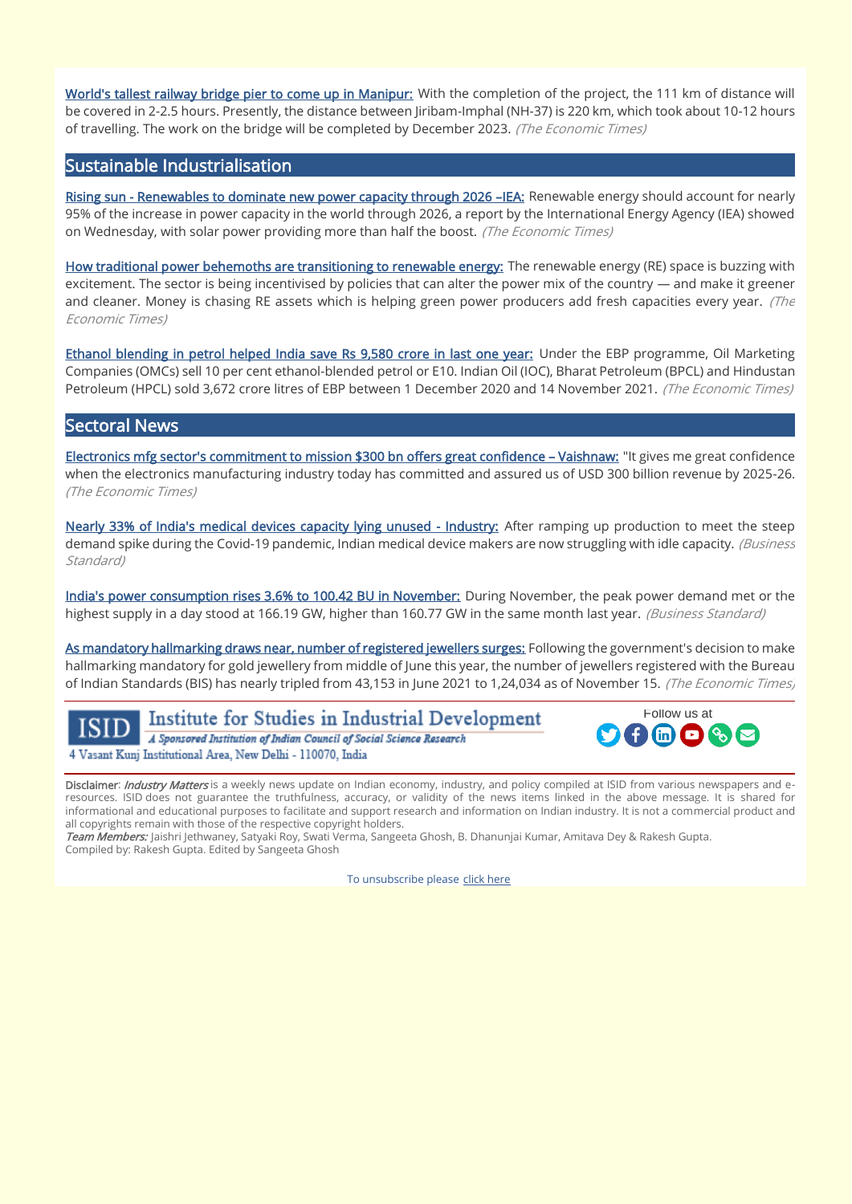**World's tallest railway bridge pier to come up in Manipur:** With the completion of the project, the 111 km of distance will be covered in 2-2.5 hours. Presently, the distance between Jiribam-Imphal (NH-37) is 220 km, which took about 10-12 hours of travelling. The work on the bridge will be completed by December 2023. *(The Economic Times)*

## Sustainable Industrialisation

**Rising sun - Renewables to dominate new power capacity through 2026 –IEA:** Renewable energy should account for nearly 95% of the increase in power capacity in the world through 2026, a report by the International Energy Agency (IEA) showed on Wednesday, with solar power providing more than half the boost. *(The Economic Times)*

**How traditional power behemoths are transitioning to renewable energy:** The renewable energy (RE) space is buzzing with excitement. The sector is being incentivised by policies that can alter the power mix of the country — and make it greener and cleaner. Money is chasing RE assets which is helping green power producers add fresh capacities every year. *(The Economic Times)*

**Ethanol blending in petrol helped India save Rs 9,580 crore in last one year:** Under the EBP programme, Oil Marketing Companies (OMCs) sell 10 per cent ethanol-blended petrol or E10. Indian Oil (IOC), Bharat Petroleum (BPCL) and Hindustan Petroleum (HPCL) sold 3,672 crore litres of EBP between 1 December 2020 and 14 November 2021. *(The Economic Times)*

## Sectoral News

**Electronics mfg sector's commitment to mission $300 bn offers great confidence – Vaishnaw:** "It gives me great confidence when the electronics manufacturing industry today has committed and assured us of USD 300 billion revenue by 2025-26. *(The Economic Times)*

**Nearly 33% of India's medical devices capacity lying unused - Industry:** After ramping up production to meet the steep demand spike during the Covid-19 pandemic, Indian medical device makers are now struggling with idle capacity. *(Business Standard)*

**India's power consumption rises 3.6% to 100.42 BU in November:** During November, the peak power demand met or the highest supply in a day stood at 166.19 GW, higher than 160.77 GW in the same month last year. *(Business Standard)*

**As mandatory hallmarking draws near, number of registered jewellers surges:** Following the government's decision to make hallmarking mandatory for gold jewellery from middle of June this year, the number of jewellers registered with the Bureau of Indian Standards (BIS) has nearly tripled from 43,153 in June 2021 to 1,24,034 as of November 15. *(The Economic Times)*

---

ISID Institute for Studies in Industrial Development
*A Sponsored Institution of Indian Council of Social Science Research*
4 Vasant Kunj Institutional Area, New Delhi - 110070, India

Follow us at

---

Disclaimer: *Industry Matters* is a weekly news update on Indian economy, industry, and policy compiled at ISID from various newspapers and e-resources. ISID does not guarantee the truthfulness, accuracy, or validity of the news items linked in the above message. It is shared for informational and educational purposes to facilitate and support research and information on Indian industry. It is not a commercial product and all copyrights remain with those of the respective copyright holders.

*Team Members:* Jaishri Jethwaney, Satyaki Roy, Swati Verma, Sangeeta Ghosh, B. Dhanunjai Kumar, Amitava Dey & Rakesh Gupta.
Compiled by: Rakesh Gupta. Edited by Sangeeta Ghosh

To unsubscribe please click here